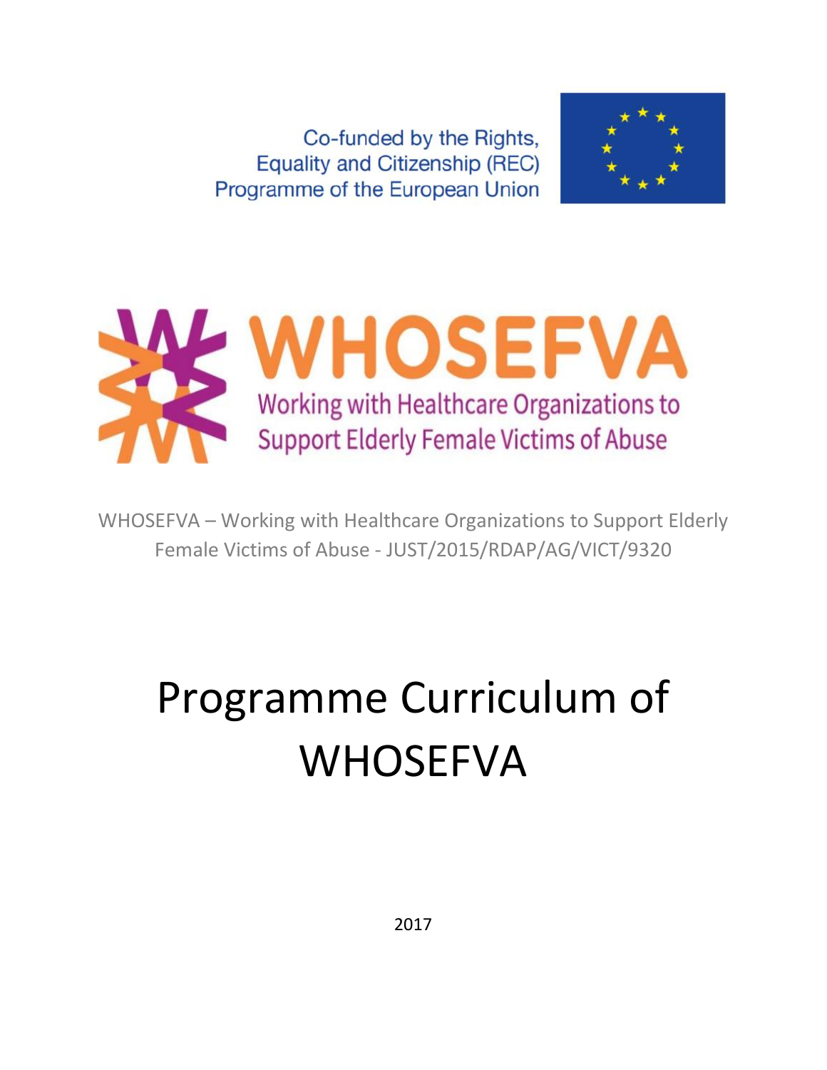Co-funded by the Rights, Equality and Citizenship (REC) Programme of the European Union

WHOSEFVA

Working with Healthcare Organizations to Support Elderly Female Victims of Abuse

WHOSEFVA – Working with Healthcare Organizations to Support Elderly Female Victims of Abuse - JUST/2015/RDAP/AG/VICT/9320

# Programme Curriculum of WHOSEFVA

2017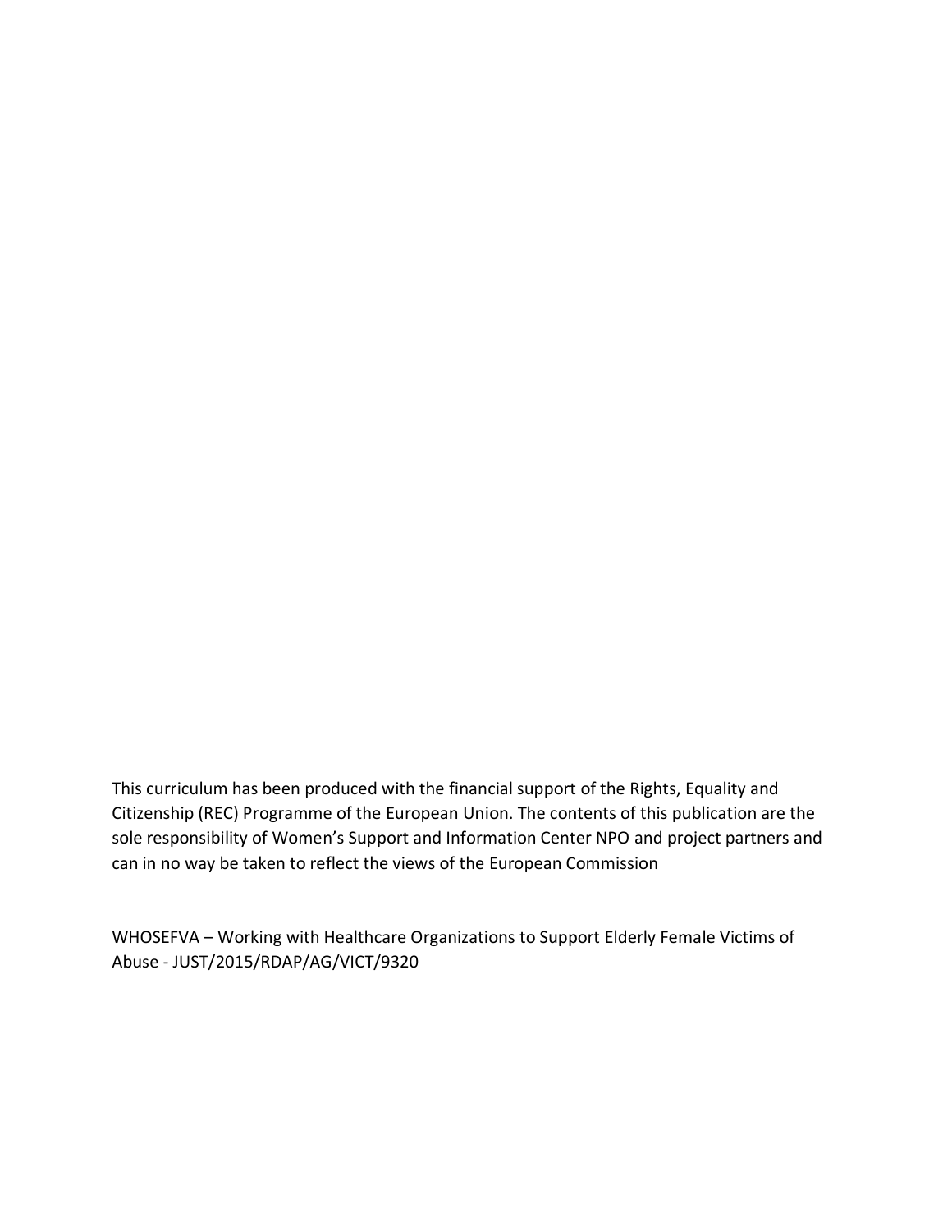This curriculum has been produced with the financial support of the Rights, Equality and Citizenship (REC) Programme of the European Union. The contents of this publication are the sole responsibility of Women's Support and Information Center NPO and project partners and can in no way be taken to reflect the views of the European Commission

WHOSEFVA – Working with Healthcare Organizations to Support Elderly Female Victims of Abuse - JUST/2015/RDAP/AG/VICT/9320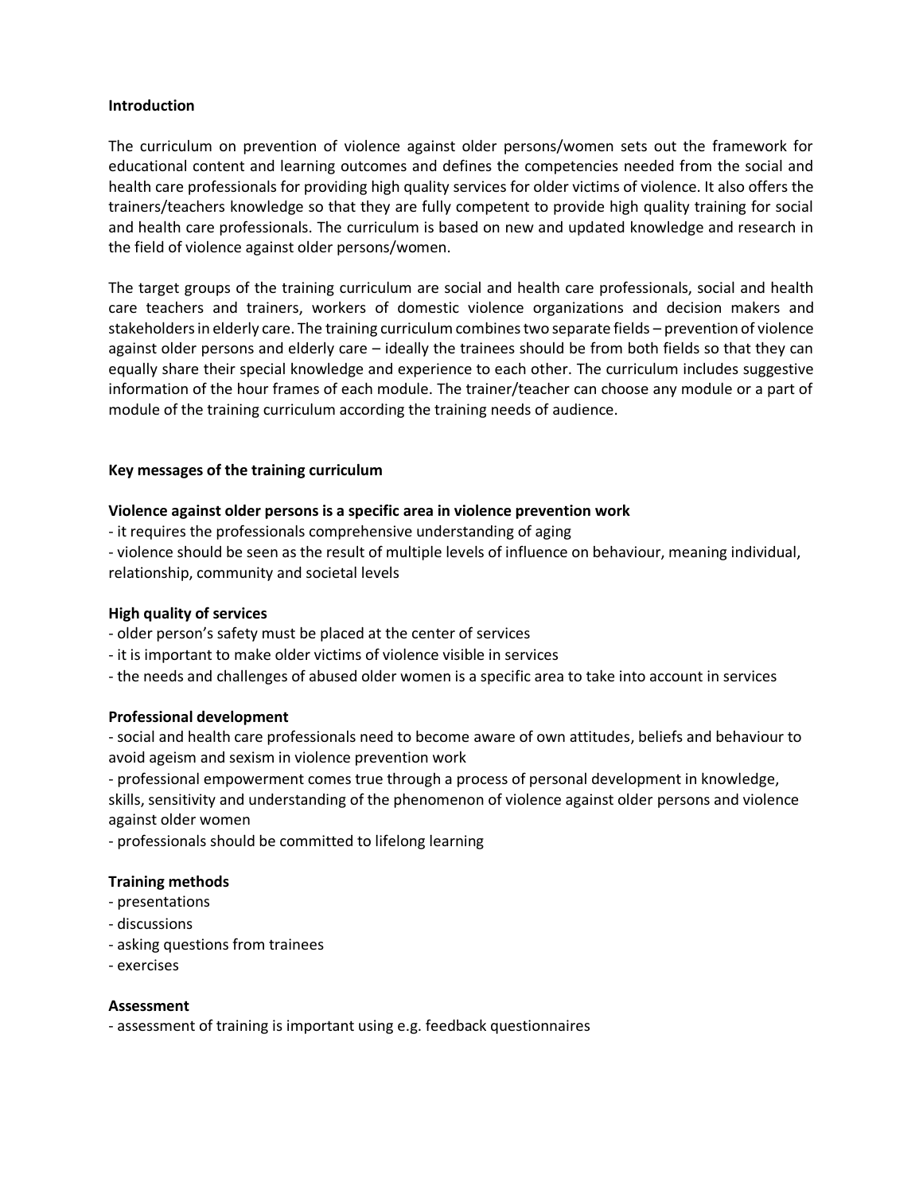## Introduction

The curriculum on prevention of violence against older persons/women sets out the framework for educational content and learning outcomes and defines the competencies needed from the social and health care professionals for providing high quality services for older victims of violence. It also offers the trainers/teachers knowledge so that they are fully competent to provide high quality training for social and health care professionals. The curriculum is based on new and updated knowledge and research in the field of violence against older persons/women.

The target groups of the training curriculum are social and health care professionals, social and health care teachers and trainers, workers of domestic violence organizations and decision makers and stakeholders in elderly care. The training curriculum combines two separate fields – prevention of violence against older persons and elderly care – ideally the trainees should be from both fields so that they can equally share their special knowledge and experience to each other. The curriculum includes suggestive information of the hour frames of each module. The trainer/teacher can choose any module or a part of module of the training curriculum according the training needs of audience.

## Key messages of the training curriculum

**Violence against older persons is a specific area in violence prevention work**

- it requires the professionals comprehensive understanding of aging
- violence should be seen as the result of multiple levels of influence on behaviour, meaning individual, relationship, community and societal levels

**High quality of services**

- older person's safety must be placed at the center of services
- it is important to make older victims of violence visible in services
- the needs and challenges of abused older women is a specific area to take into account in services

**Professional development**

- social and health care professionals need to become aware of own attitudes, beliefs and behaviour to avoid ageism and sexism in violence prevention work
- professional empowerment comes true through a process of personal development in knowledge, skills, sensitivity and understanding of the phenomenon of violence against older persons and violence against older women
- professionals should be committed to lifelong learning

**Training methods**

- presentations
- discussions
- asking questions from trainees
- exercises

**Assessment**

- assessment of training is important using e.g. feedback questionnaires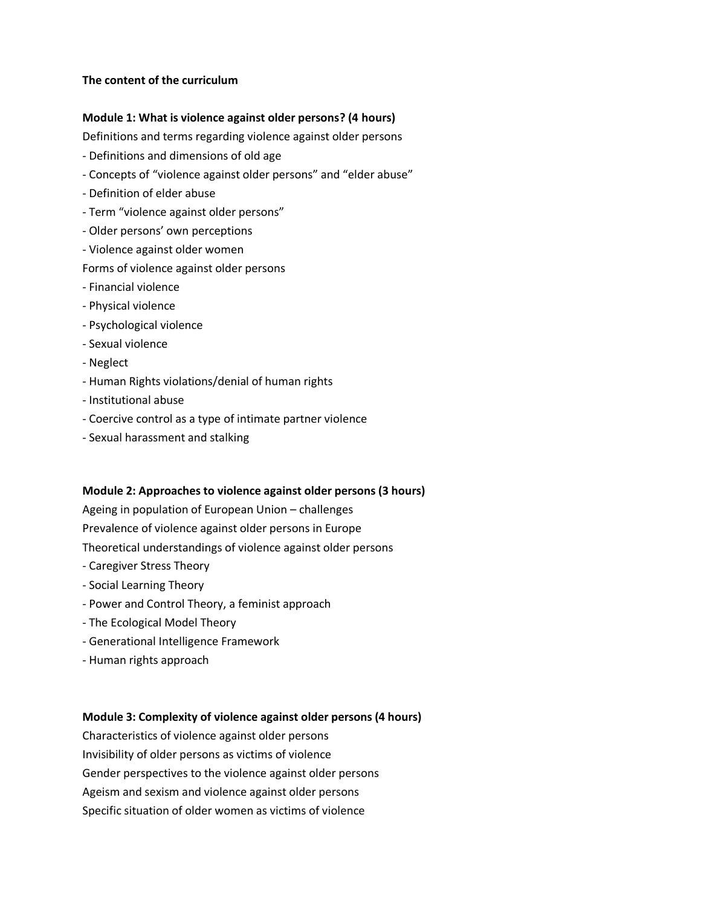**The content of the curriculum**

**Module 1: What is violence against older persons? (4 hours)**

Definitions and terms regarding violence against older persons

- Definitions and dimensions of old age
- Concepts of “violence against older persons” and “elder abuse”
- Definition of elder abuse
- Term “violence against older persons”
- Older persons’ own perceptions
- Violence against older women

Forms of violence against older persons

- Financial violence
- Physical violence
- Psychological violence
- Sexual violence
- Neglect
- Human Rights violations/denial of human rights
- Institutional abuse
- Coercive control as a type of intimate partner violence
- Sexual harassment and stalking

**Module 2: Approaches to violence against older persons (3 hours)**

Ageing in population of European Union – challenges

Prevalence of violence against older persons in Europe

Theoretical understandings of violence against older persons

- Caregiver Stress Theory
- Social Learning Theory
- Power and Control Theory, a feminist approach
- The Ecological Model Theory
- Generational Intelligence Framework
- Human rights approach

**Module 3: Complexity of violence against older persons (4 hours)**

Characteristics of violence against older persons

Invisibility of older persons as victims of violence

Gender perspectives to the violence against older persons

Ageism and sexism and violence against older persons

Specific situation of older women as victims of violence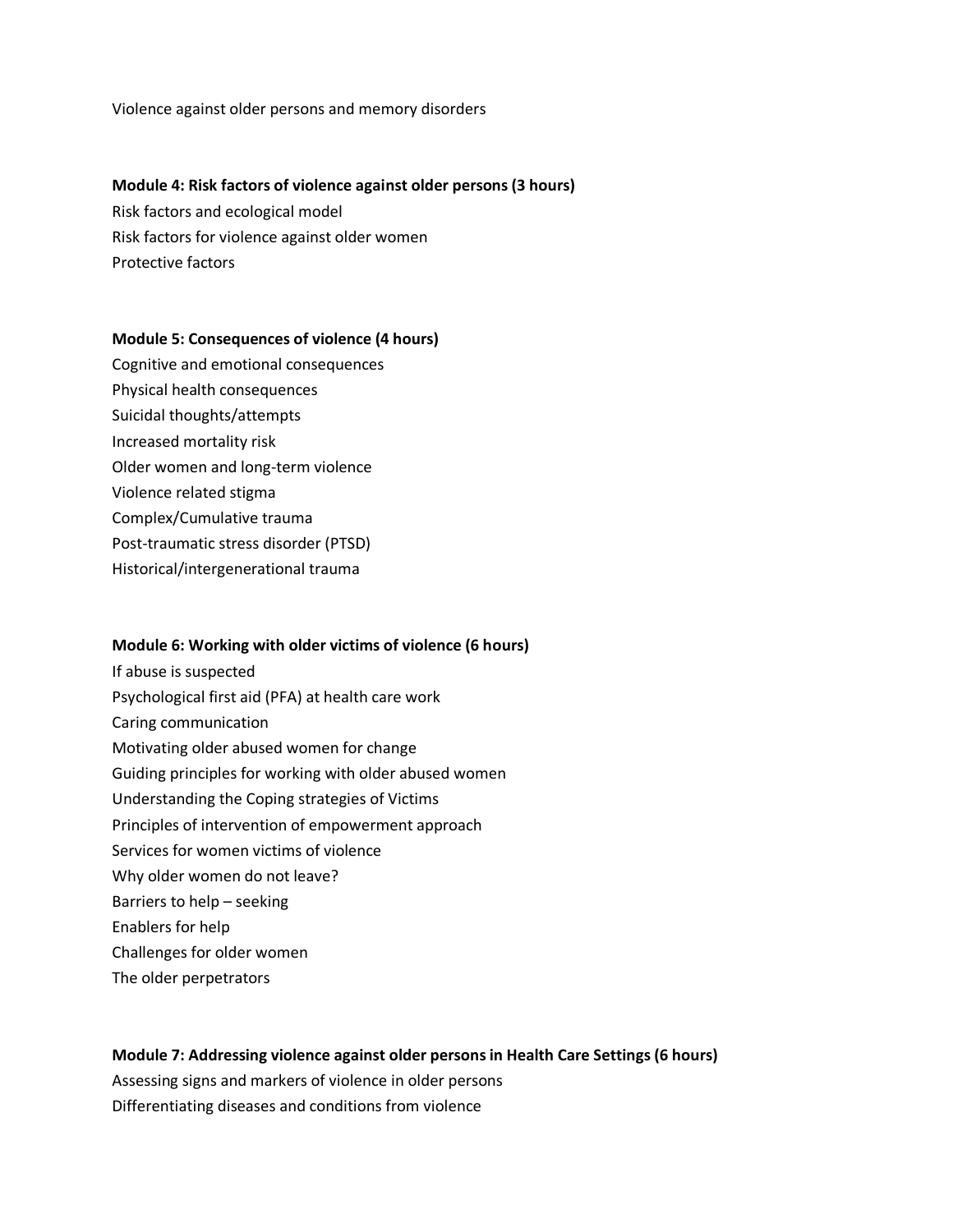Violence against older persons and memory disorders

**Module 4: Risk factors of violence against older persons (3 hours)**

Risk factors and ecological model
Risk factors for violence against older women
Protective factors

**Module 5: Consequences of violence (4 hours)**

Cognitive and emotional consequences
Physical health consequences
Suicidal thoughts/attempts
Increased mortality risk
Older women and long-term violence
Violence related stigma
Complex/Cumulative trauma
Post-traumatic stress disorder (PTSD)
Historical/intergenerational trauma

**Module 6: Working with older victims of violence (6 hours)**

If abuse is suspected
Psychological first aid (PFA) at health care work
Caring communication
Motivating older abused women for change
Guiding principles for working with older abused women
Understanding the Coping strategies of Victims
Principles of intervention of empowerment approach
Services for women victims of violence
Why older women do not leave?
Barriers to help – seeking
Enablers for help
Challenges for older women
The older perpetrators

**Module 7: Addressing violence against older persons in Health Care Settings (6 hours)**

Assessing signs and markers of violence in older persons
Differentiating diseases and conditions from violence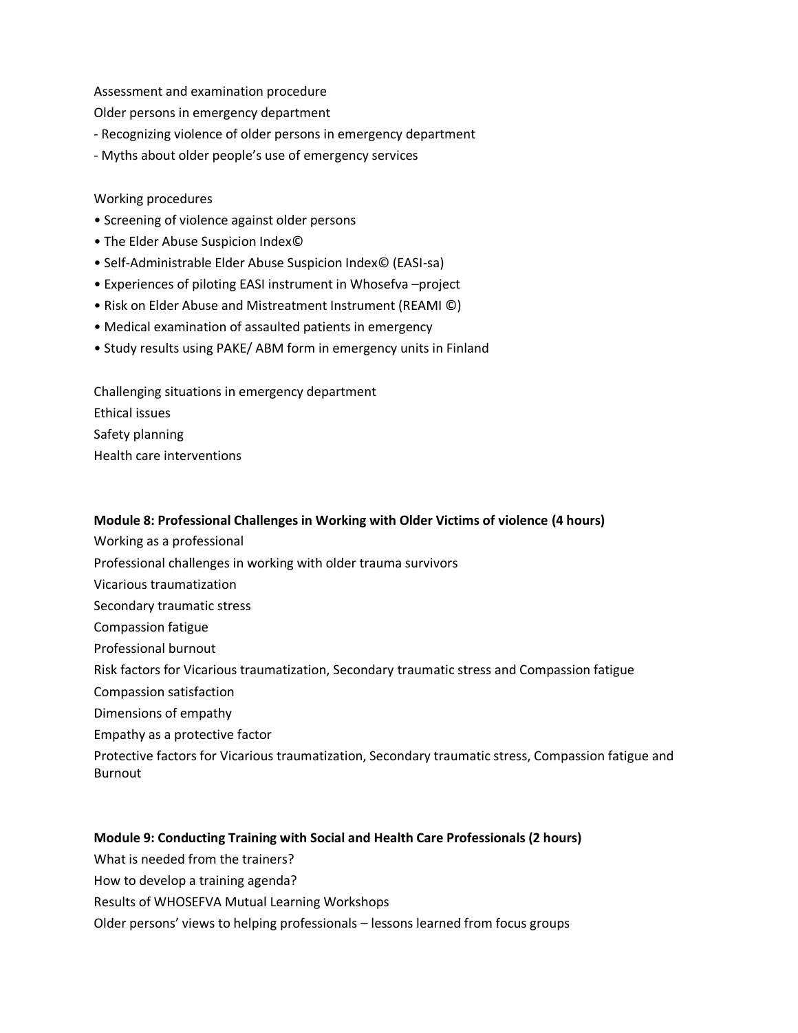Assessment and examination procedure

Older persons in emergency department

- Recognizing violence of older persons in emergency department
- Myths about older people's use of emergency services

Working procedures

- Screening of violence against older persons
- The Elder Abuse Suspicion Index©
- Self-Administrable Elder Abuse Suspicion Index© (EASI-sa)
- Experiences of piloting EASI instrument in Whosefva –project
- Risk on Elder Abuse and Mistreatment Instrument (REAMI ©)
- Medical examination of assaulted patients in emergency
- Study results using PAKE/ ABM form in emergency units in Finland

Challenging situations in emergency department

Ethical issues

Safety planning

Health care interventions

**Module 8: Professional Challenges in Working with Older Victims of violence (4 hours)**

Working as a professional

Professional challenges in working with older trauma survivors

Vicarious traumatization

Secondary traumatic stress

Compassion fatigue

Professional burnout

Risk factors for Vicarious traumatization, Secondary traumatic stress and Compassion fatigue

Compassion satisfaction

Dimensions of empathy

Empathy as a protective factor

Protective factors for Vicarious traumatization, Secondary traumatic stress, Compassion fatigue and Burnout

**Module 9: Conducting Training with Social and Health Care Professionals (2 hours)**

What is needed from the trainers?

How to develop a training agenda?

Results of WHOSEFVA Mutual Learning Workshops

Older persons' views to helping professionals – lessons learned from focus groups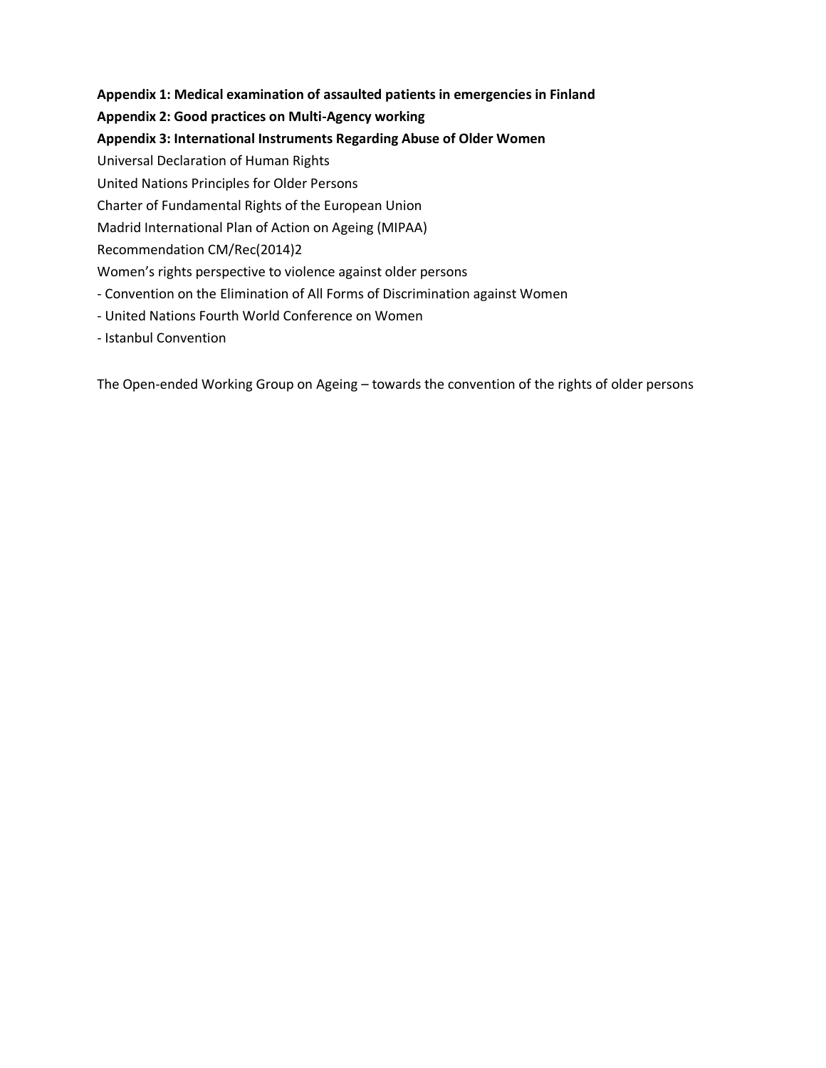**Appendix 1: Medical examination of assaulted patients in emergencies in Finland**

**Appendix 2: Good practices on Multi-Agency working**

**Appendix 3: International Instruments Regarding Abuse of Older Women**

Universal Declaration of Human Rights

United Nations Principles for Older Persons

Charter of Fundamental Rights of the European Union

Madrid International Plan of Action on Ageing (MIPAA)

Recommendation CM/Rec(2014)2

Women's rights perspective to violence against older persons

- Convention on the Elimination of All Forms of Discrimination against Women
- United Nations Fourth World Conference on Women
- Istanbul Convention

The Open-ended Working Group on Ageing – towards the convention of the rights of older persons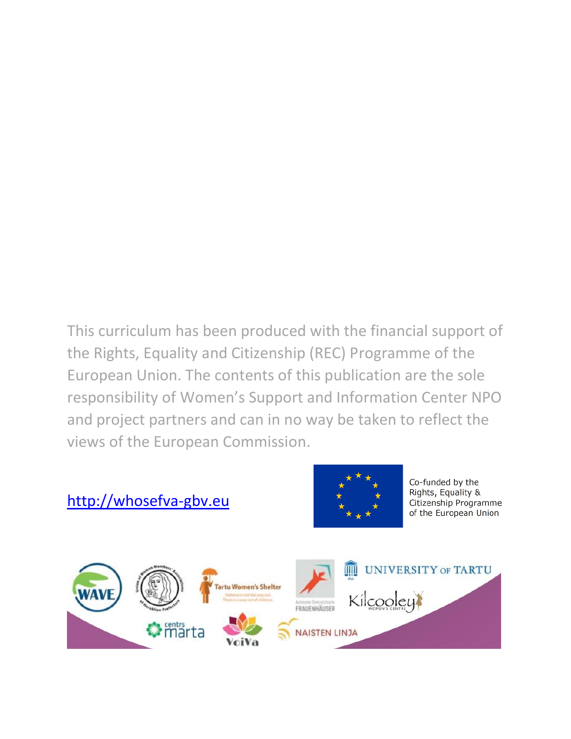This curriculum has been produced with the financial support of the Rights, Equality and Citizenship (REC) Programme of the European Union. The contents of this publication are the sole responsibility of Women's Support and Information Center NPO and project partners and can in no way be taken to reflect the views of the European Commission.

http://whosefva-gbv.eu

Co-funded by the Rights, Equality & Citizenship Programme of the European Union